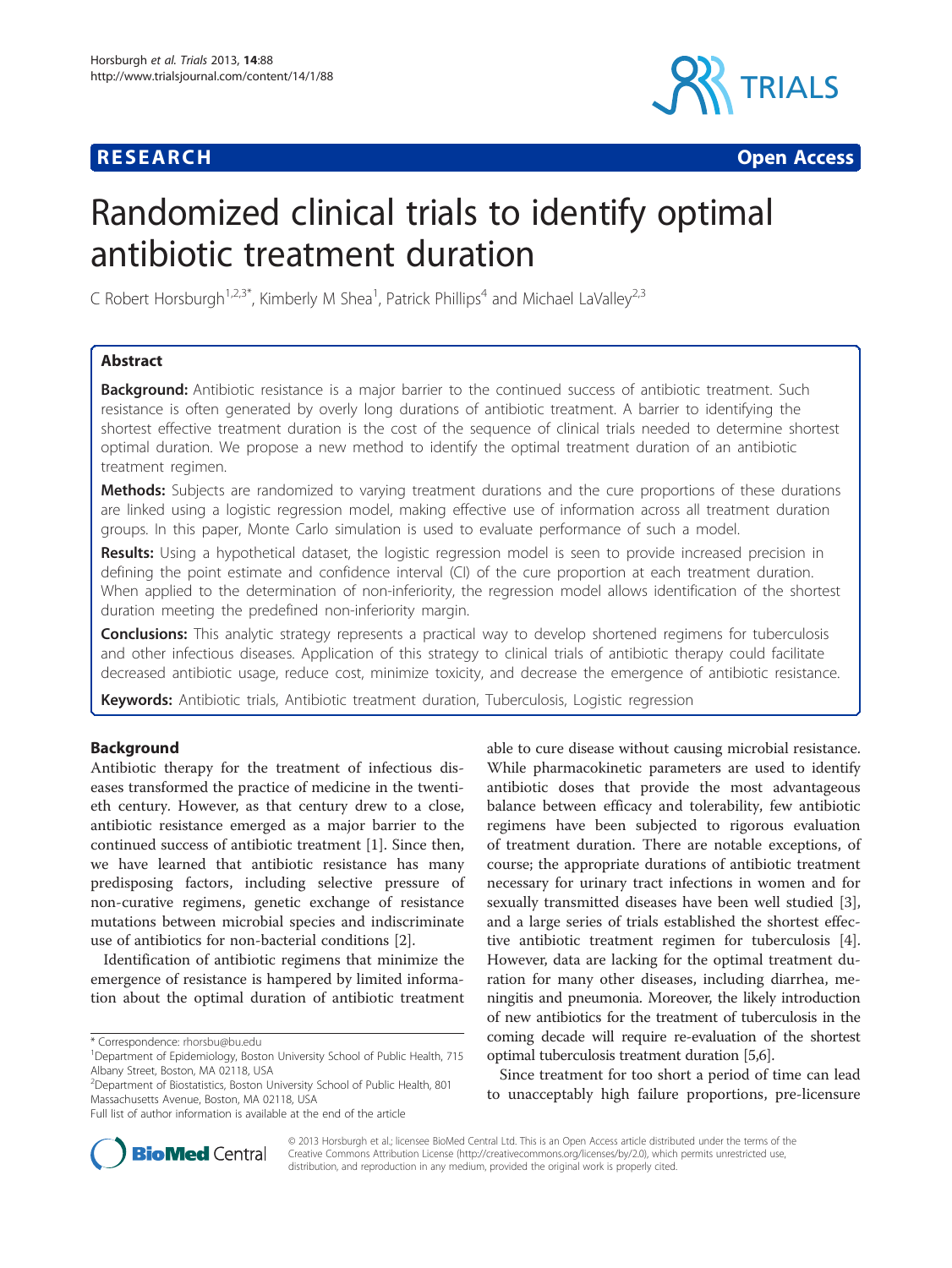RESEARCH Open Access

# Randomized clinical trials to identify optimal antibiotic treatment duration

C Robert Horsburgh[1,2,3*], Kimberly M Shea[1], Patrick Phillips[4] and Michael LaValley[2,3]

## Abstract

**Background:** Antibiotic resistance is a major barrier to the continued success of antibiotic treatment. Such resistance is often generated by overly long durations of antibiotic treatment. A barrier to identifying the shortest effective treatment duration is the cost of the sequence of clinical trials needed to determine shortest optimal duration. We propose a new method to identify the optimal treatment duration of an antibiotic treatment regimen.

**Methods:** Subjects are randomized to varying treatment durations and the cure proportions of these durations are linked using a logistic regression model, making effective use of information across all treatment duration groups. In this paper, Monte Carlo simulation is used to evaluate performance of such a model.

**Results:** Using a hypothetical dataset, the logistic regression model is seen to provide increased precision in defining the point estimate and confidence interval (CI) of the cure proportion at each treatment duration. When applied to the determination of non-inferiority, the regression model allows identification of the shortest duration meeting the predefined non-inferiority margin.

**Conclusions:** This analytic strategy represents a practical way to develop shortened regimens for tuberculosis and other infectious diseases. Application of this strategy to clinical trials of antibiotic therapy could facilitate decreased antibiotic usage, reduce cost, minimize toxicity, and decrease the emergence of antibiotic resistance.

**Keywords:** Antibiotic trials, Antibiotic treatment duration, Tuberculosis, Logistic regression

## Background

Antibiotic therapy for the treatment of infectious diseases transformed the practice of medicine in the twentieth century. However, as that century drew to a close, antibiotic resistance emerged as a major barrier to the continued success of antibiotic treatment [1]. Since then, we have learned that antibiotic resistance has many predisposing factors, including selective pressure of non-curative regimens, genetic exchange of resistance mutations between microbial species and indiscriminate use of antibiotics for non-bacterial conditions [2].

Identification of antibiotic regimens that minimize the emergence of resistance is hampered by limited information about the optimal duration of antibiotic treatment able to cure disease without causing microbial resistance. While pharmacokinetic parameters are used to identify antibiotic doses that provide the most advantageous balance between efficacy and tolerability, few antibiotic regimens have been subjected to rigorous evaluation of treatment duration. There are notable exceptions, of course; the appropriate durations of antibiotic treatment necessary for urinary tract infections in women and for sexually transmitted diseases have been well studied [3], and a large series of trials established the shortest effective antibiotic treatment regimen for tuberculosis [4]. However, data are lacking for the optimal treatment duration for many other diseases, including diarrhea, meningitis and pneumonia. Moreover, the likely introduction of new antibiotics for the treatment of tuberculosis in the coming decade will require re-evaluation of the shortest optimal tuberculosis treatment duration [5,6].

Since treatment for too short a period of time can lead to unacceptably high failure proportions, pre-licensure

\* Correspondence: rhorsbu@bu.edu
[1]Department of Epidemiology, Boston University School of Public Health, 715 Albany Street, Boston, MA 02118, USA
[2]Department of Biostatistics, Boston University School of Public Health, 801 Massachusetts Avenue, Boston, MA 02118, USA
Full list of author information is available at the end of the article

© 2013 Horsburgh et al.; licensee BioMed Central Ltd. This is an Open Access article distributed under the terms of the Creative Commons Attribution License (http://creativecommons.org/licenses/by/2.0), which permits unrestricted use, distribution, and reproduction in any medium, provided the original work is properly cited.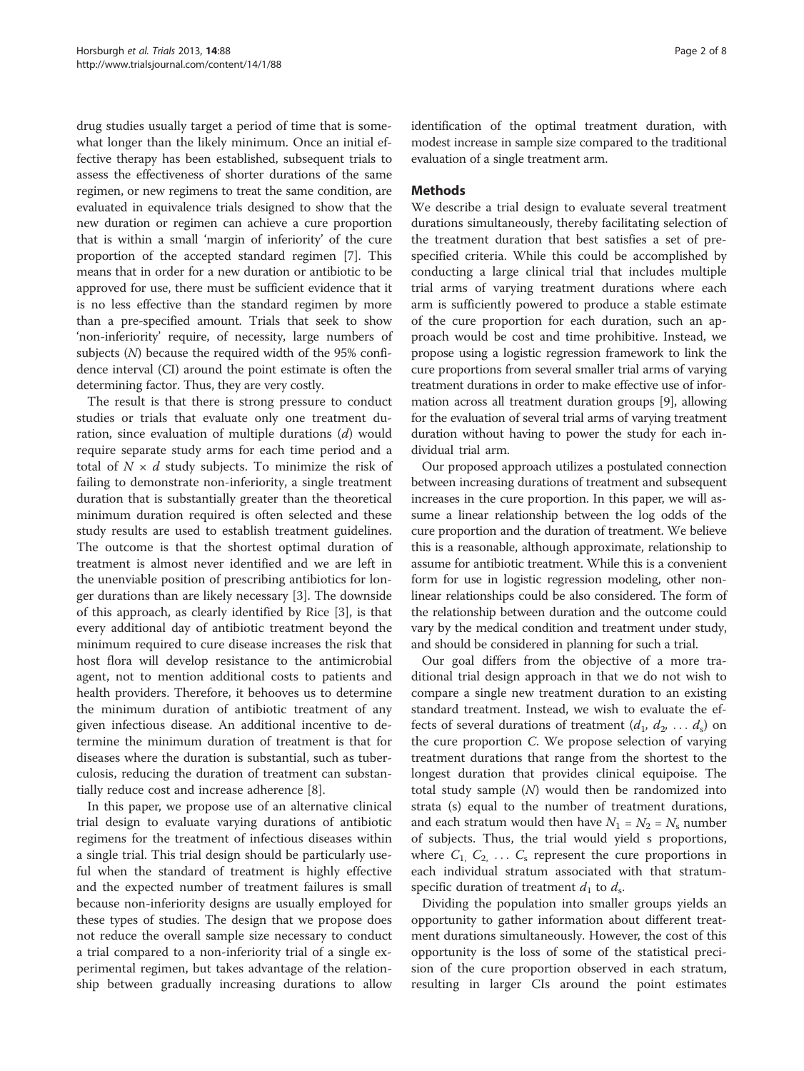drug studies usually target a period of time that is somewhat longer than the likely minimum. Once an initial effective therapy has been established, subsequent trials to assess the effectiveness of shorter durations of the same regimen, or new regimens to treat the same condition, are evaluated in equivalence trials designed to show that the new duration or regimen can achieve a cure proportion that is within a small 'margin of inferiority' of the cure proportion of the accepted standard regimen [7]. This means that in order for a new duration or antibiotic to be approved for use, there must be sufficient evidence that it is no less effective than the standard regimen by more than a pre-specified amount. Trials that seek to show 'non-inferiority' require, of necessity, large numbers of subjects ($N$) because the required width of the 95% confidence interval (CI) around the point estimate is often the determining factor. Thus, they are very costly.

The result is that there is strong pressure to conduct studies or trials that evaluate only one treatment duration, since evaluation of multiple durations ($d$) would require separate study arms for each time period and a total of $N \times d$ study subjects. To minimize the risk of failing to demonstrate non-inferiority, a single treatment duration that is substantially greater than the theoretical minimum duration required is often selected and these study results are used to establish treatment guidelines. The outcome is that the shortest optimal duration of treatment is almost never identified and we are left in the unenviable position of prescribing antibiotics for longer durations than are likely necessary [3]. The downside of this approach, as clearly identified by Rice [3], is that every additional day of antibiotic treatment beyond the minimum required to cure disease increases the risk that host flora will develop resistance to the antimicrobial agent, not to mention additional costs to patients and health providers. Therefore, it behooves us to determine the minimum duration of antibiotic treatment of any given infectious disease. An additional incentive to determine the minimum duration of treatment is that for diseases where the duration is substantial, such as tuberculosis, reducing the duration of treatment can substantially reduce cost and increase adherence [8].

In this paper, we propose use of an alternative clinical trial design to evaluate varying durations of antibiotic regimens for the treatment of infectious diseases within a single trial. This trial design should be particularly useful when the standard of treatment is highly effective and the expected number of treatment failures is small because non-inferiority designs are usually employed for these types of studies. The design that we propose does not reduce the overall sample size necessary to conduct a trial compared to a non-inferiority trial of a single experimental regimen, but takes advantage of the relationship between gradually increasing durations to allow identification of the optimal treatment duration, with modest increase in sample size compared to the traditional evaluation of a single treatment arm.

## Methods

We describe a trial design to evaluate several treatment durations simultaneously, thereby facilitating selection of the treatment duration that best satisfies a set of prespecified criteria. While this could be accomplished by conducting a large clinical trial that includes multiple trial arms of varying treatment durations where each arm is sufficiently powered to produce a stable estimate of the cure proportion for each duration, such an approach would be cost and time prohibitive. Instead, we propose using a logistic regression framework to link the cure proportions from several smaller trial arms of varying treatment durations in order to make effective use of information across all treatment duration groups [9], allowing for the evaluation of several trial arms of varying treatment duration without having to power the study for each individual trial arm.

Our proposed approach utilizes a postulated connection between increasing durations of treatment and subsequent increases in the cure proportion. In this paper, we will assume a linear relationship between the log odds of the cure proportion and the duration of treatment. We believe this is a reasonable, although approximate, relationship to assume for antibiotic treatment. While this is a convenient form for use in logistic regression modeling, other nonlinear relationships could be also considered. The form of the relationship between duration and the outcome could vary by the medical condition and treatment under study, and should be considered in planning for such a trial.

Our goal differs from the objective of a more traditional trial design approach in that we do not wish to compare a single new treatment duration to an existing standard treatment. Instead, we wish to evaluate the effects of several durations of treatment ($d_1, d_2, \ldots d_s$) on the cure proportion $C$. We propose selection of varying treatment durations that range from the shortest to the longest duration that provides clinical equipoise. The total study sample ($N$) would then be randomized into strata (s) equal to the number of treatment durations, and each stratum would then have $N_1 = N_2 = N_s$ number of subjects. Thus, the trial would yield s proportions, where $C_1, C_2, \ldots C_s$ represent the cure proportions in each individual stratum associated with that stratum-specific duration of treatment $d_1$ to $d_s$.

Dividing the population into smaller groups yields an opportunity to gather information about different treatment durations simultaneously. However, the cost of this opportunity is the loss of some of the statistical precision of the cure proportion observed in each stratum, resulting in larger CIs around the point estimates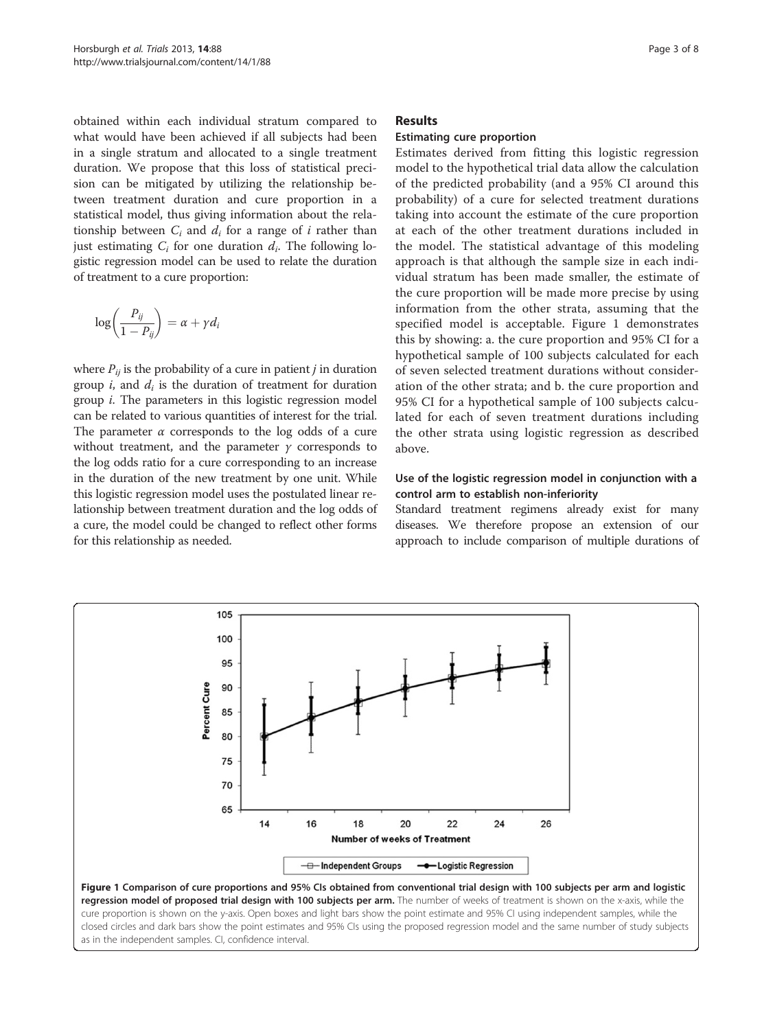obtained within each individual stratum compared to what would have been achieved if all subjects had been in a single stratum and allocated to a single treatment duration. We propose that this loss of statistical precision can be mitigated by utilizing the relationship between treatment duration and cure proportion in a statistical model, thus giving information about the relationship between $C_i$ and $d_i$ for a range of $i$ rather than just estimating $C_i$ for one duration $d_i$. The following logistic regression model can be used to relate the duration of treatment to a cure proportion:

$$\log\left(\frac{P_{ij}}{1 - P_{ij}}\right) = \alpha + \gamma d_i$$

where $P_{ij}$ is the probability of a cure in patient $j$ in duration group $i$, and $d_i$ is the duration of treatment for duration group $i$. The parameters in this logistic regression model can be related to various quantities of interest for the trial. The parameter $\alpha$ corresponds to the log odds of a cure without treatment, and the parameter $\gamma$ corresponds to the log odds ratio for a cure corresponding to an increase in the duration of the new treatment by one unit. While this logistic regression model uses the postulated linear relationship between treatment duration and the log odds of a cure, the model could be changed to reflect other forms for this relationship as needed.

## Results

### Estimating cure proportion

Estimates derived from fitting this logistic regression model to the hypothetical trial data allow the calculation of the predicted probability (and a 95% CI around this probability) of a cure for selected treatment durations taking into account the estimate of the cure proportion at each of the other treatment durations included in the model. The statistical advantage of this modeling approach is that although the sample size in each individual stratum has been made smaller, the estimate of the cure proportion will be made more precise by using information from the other strata, assuming that the specified model is acceptable. Figure 1 demonstrates this by showing: a. the cure proportion and 95% CI for a hypothetical sample of 100 subjects calculated for each of seven selected treatment durations without consideration of the other strata; and b. the cure proportion and 95% CI for a hypothetical sample of 100 subjects calculated for each of seven treatment durations including the other strata using logistic regression as described above.

### Use of the logistic regression model in conjunction with a control arm to establish non-inferiority

Standard treatment regimens already exist for many diseases. We therefore propose an extension of our approach to include comparison of multiple durations of

**Figure 1 Comparison of cure proportions and 95% CIs obtained from conventional trial design with 100 subjects per arm and logistic regression model of proposed trial design with 100 subjects per arm.** The number of weeks of treatment is shown on the x-axis, while the cure proportion is shown on the y-axis. Open boxes and light bars show the point estimate and 95% CI using independent samples, while the closed circles and dark bars show the point estimates and 95% CIs using the proposed regression model and the same number of study subjects as in the independent samples. CI, confidence interval.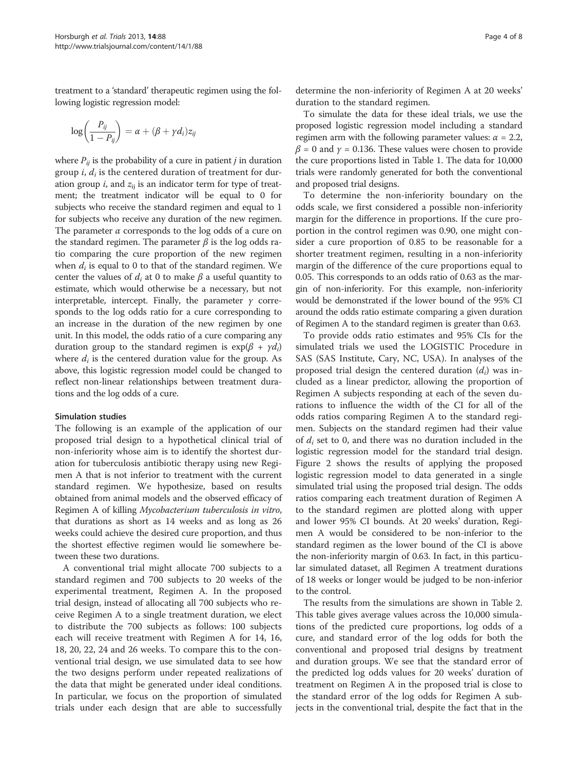treatment to a 'standard' therapeutic regimen using the following logistic regression model:

$$\log\left(\frac{P_{ij}}{1-P_{ij}}\right) = \alpha + (\beta + \gamma d_i)z_{ij}$$

where $P_{ij}$ is the probability of a cure in patient $j$ in duration group $i$, $d_i$ is the centered duration of treatment for duration group $i$, and $z_{ij}$ is an indicator term for type of treatment; the treatment indicator will be equal to 0 for subjects who receive the standard regimen and equal to 1 for subjects who receive any duration of the new regimen. The parameter $\alpha$ corresponds to the log odds of a cure on the standard regimen. The parameter $\beta$ is the log odds ratio comparing the cure proportion of the new regimen when $d_i$ is equal to 0 to that of the standard regimen. We center the values of $d_i$ at 0 to make $\beta$ a useful quantity to estimate, which would otherwise be a necessary, but not interpretable, intercept. Finally, the parameter $\gamma$ corresponds to the log odds ratio for a cure corresponding to an increase in the duration of the new regimen by one unit. In this model, the odds ratio of a cure comparing any duration group to the standard regimen is $\exp(\beta + \gamma d_i)$ where $d_i$ is the centered duration value for the group. As above, this logistic regression model could be changed to reflect non-linear relationships between treatment durations and the log odds of a cure.

### Simulation studies

The following is an example of the application of our proposed trial design to a hypothetical clinical trial of non-inferiority whose aim is to identify the shortest duration for tuberculosis antibiotic therapy using new Regimen A that is not inferior to treatment with the current standard regimen. We hypothesize, based on results obtained from animal models and the observed efficacy of Regimen A of killing *Mycobacterium tuberculosis in vitro*, that durations as short as 14 weeks and as long as 26 weeks could achieve the desired cure proportion, and thus the shortest effective regimen would lie somewhere between these two durations.

A conventional trial might allocate 700 subjects to a standard regimen and 700 subjects to 20 weeks of the experimental treatment, Regimen A. In the proposed trial design, instead of allocating all 700 subjects who receive Regimen A to a single treatment duration, we elect to distribute the 700 subjects as follows: 100 subjects each will receive treatment with Regimen A for 14, 16, 18, 20, 22, 24 and 26 weeks. To compare this to the conventional trial design, we use simulated data to see how the two designs perform under repeated realizations of the data that might be generated under ideal conditions. In particular, we focus on the proportion of simulated trials under each design that are able to successfully determine the non-inferiority of Regimen A at 20 weeks' duration to the standard regimen.

To simulate the data for these ideal trials, we use the proposed logistic regression model including a standard regimen arm with the following parameter values: $\alpha$ = 2.2, $\beta$ = 0 and $\gamma$ = 0.136. These values were chosen to provide the cure proportions listed in Table 1. The data for 10,000 trials were randomly generated for both the conventional and proposed trial designs.

To determine the non-inferiority boundary on the odds scale, we first considered a possible non-inferiority margin for the difference in proportions. If the cure proportion in the control regimen was 0.90, one might consider a cure proportion of 0.85 to be reasonable for a shorter treatment regimen, resulting in a non-inferiority margin of the difference of the cure proportions equal to 0.05. This corresponds to an odds ratio of 0.63 as the margin of non-inferiority. For this example, non-inferiority would be demonstrated if the lower bound of the 95% CI around the odds ratio estimate comparing a given duration of Regimen A to the standard regimen is greater than 0.63.

To provide odds ratio estimates and 95% CIs for the simulated trials we used the LOGISTIC Procedure in SAS (SAS Institute, Cary, NC, USA). In analyses of the proposed trial design the centered duration ($d_i$) was included as a linear predictor, allowing the proportion of Regimen A subjects responding at each of the seven durations to influence the width of the CI for all of the odds ratios comparing Regimen A to the standard regimen. Subjects on the standard regimen had their value of $d_i$ set to 0, and there was no duration included in the logistic regression model for the standard trial design. Figure 2 shows the results of applying the proposed logistic regression model to data generated in a single simulated trial using the proposed trial design. The odds ratios comparing each treatment duration of Regimen A to the standard regimen are plotted along with upper and lower 95% CI bounds. At 20 weeks' duration, Regimen A would be considered to be non-inferior to the standard regimen as the lower bound of the CI is above the non-inferiority margin of 0.63. In fact, in this particular simulated dataset, all Regimen A treatment durations of 18 weeks or longer would be judged to be non-inferior to the control.

The results from the simulations are shown in Table 2. This table gives average values across the 10,000 simulations of the predicted cure proportions, log odds of a cure, and standard error of the log odds for both the conventional and proposed trial designs by treatment and duration groups. We see that the standard error of the predicted log odds values for 20 weeks' duration of treatment on Regimen A in the proposed trial is close to the standard error of the log odds for Regimen A subjects in the conventional trial, despite the fact that in the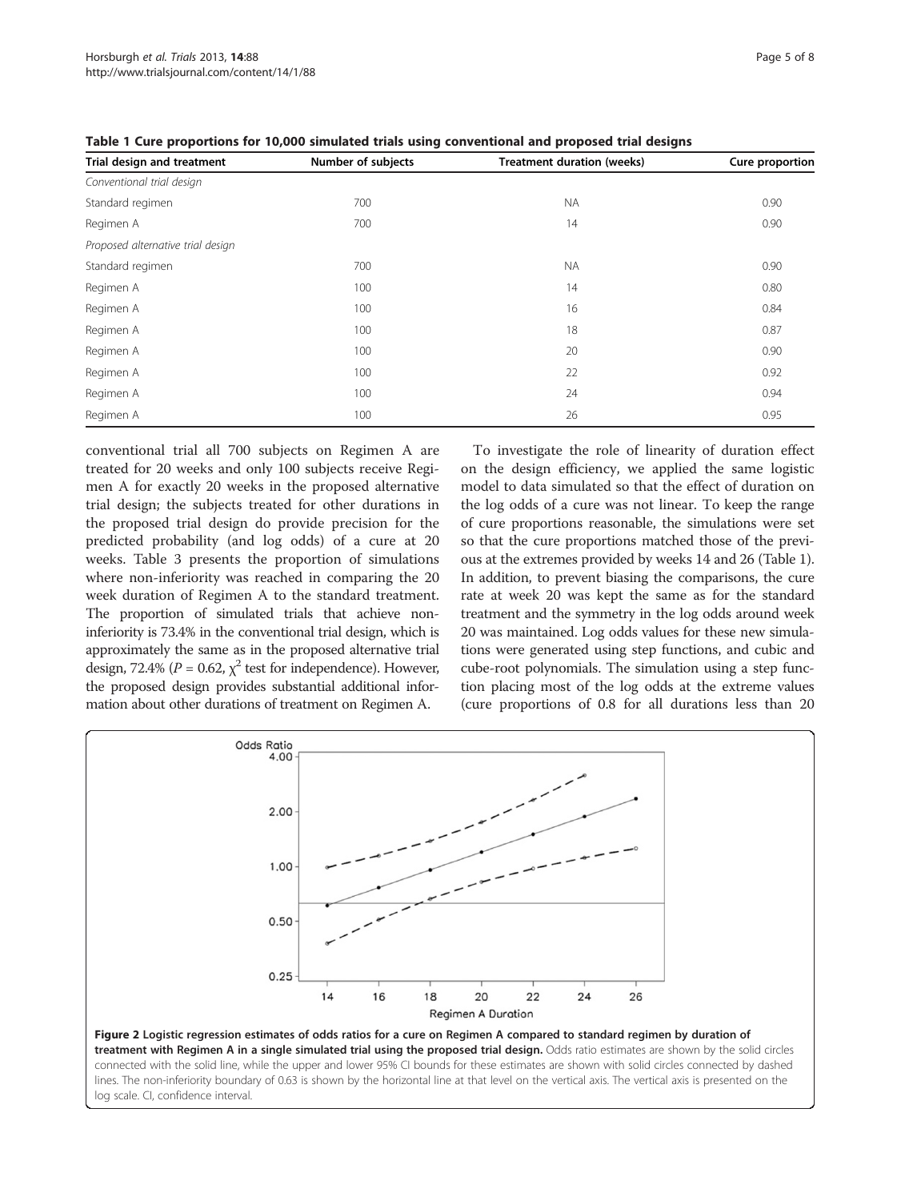**Table 1 Cure proportions for 10,000 simulated trials using conventional and proposed trial designs**

| Trial design and treatment | Number of subjects | Treatment duration (weeks) | Cure proportion |
|---|---|---|---|
| *Conventional trial design* | | | |
| Standard regimen | 700 | NA | 0.90 |
| Regimen A | 700 | 14 | 0.90 |
| *Proposed alternative trial design* | | | |
| Standard regimen | 700 | NA | 0.90 |
| Regimen A | 100 | 14 | 0.80 |
| Regimen A | 100 | 16 | 0.84 |
| Regimen A | 100 | 18 | 0.87 |
| Regimen A | 100 | 20 | 0.90 |
| Regimen A | 100 | 22 | 0.92 |
| Regimen A | 100 | 24 | 0.94 |
| Regimen A | 100 | 26 | 0.95 |

conventional trial all 700 subjects on Regimen A are treated for 20 weeks and only 100 subjects receive Regimen A for exactly 20 weeks in the proposed alternative trial design; the subjects treated for other durations in the proposed trial design do provide precision for the predicted probability (and log odds) of a cure at 20 weeks. Table 3 presents the proportion of simulations where non-inferiority was reached in comparing the 20 week duration of Regimen A to the standard treatment. The proportion of simulated trials that achieve non-inferiority is 73.4% in the conventional trial design, which is approximately the same as in the proposed alternative trial design, 72.4% ($P$ = 0.62, $\chi^2$ test for independence). However, the proposed design provides substantial additional information about other durations of treatment on Regimen A.

To investigate the role of linearity of duration effect on the design efficiency, we applied the same logistic model to data simulated so that the effect of duration on the log odds of a cure was not linear. To keep the range of cure proportions reasonable, the simulations were set so that the cure proportions matched those of the previous at the extremes provided by weeks 14 and 26 (Table 1). In addition, to prevent biasing the comparisons, the cure rate at week 20 was kept the same as for the standard treatment and the symmetry in the log odds around week 20 was maintained. Log odds values for these new simulations were generated using step functions, and cubic and cube-root polynomials. The simulation using a step function placing most of the log odds at the extreme values (cure proportions of 0.8 for all durations less than 20

**Figure 2 Logistic regression estimates of odds ratios for a cure on Regimen A compared to standard regimen by duration of treatment with Regimen A in a single simulated trial using the proposed trial design.** Odds ratio estimates are shown by the solid circles connected with the solid line, while the upper and lower 95% CI bounds for these estimates are shown with solid circles connected by dashed lines. The non-inferiority boundary of 0.63 is shown by the horizontal line at that level on the vertical axis. The vertical axis is presented on the log scale. CI, confidence interval.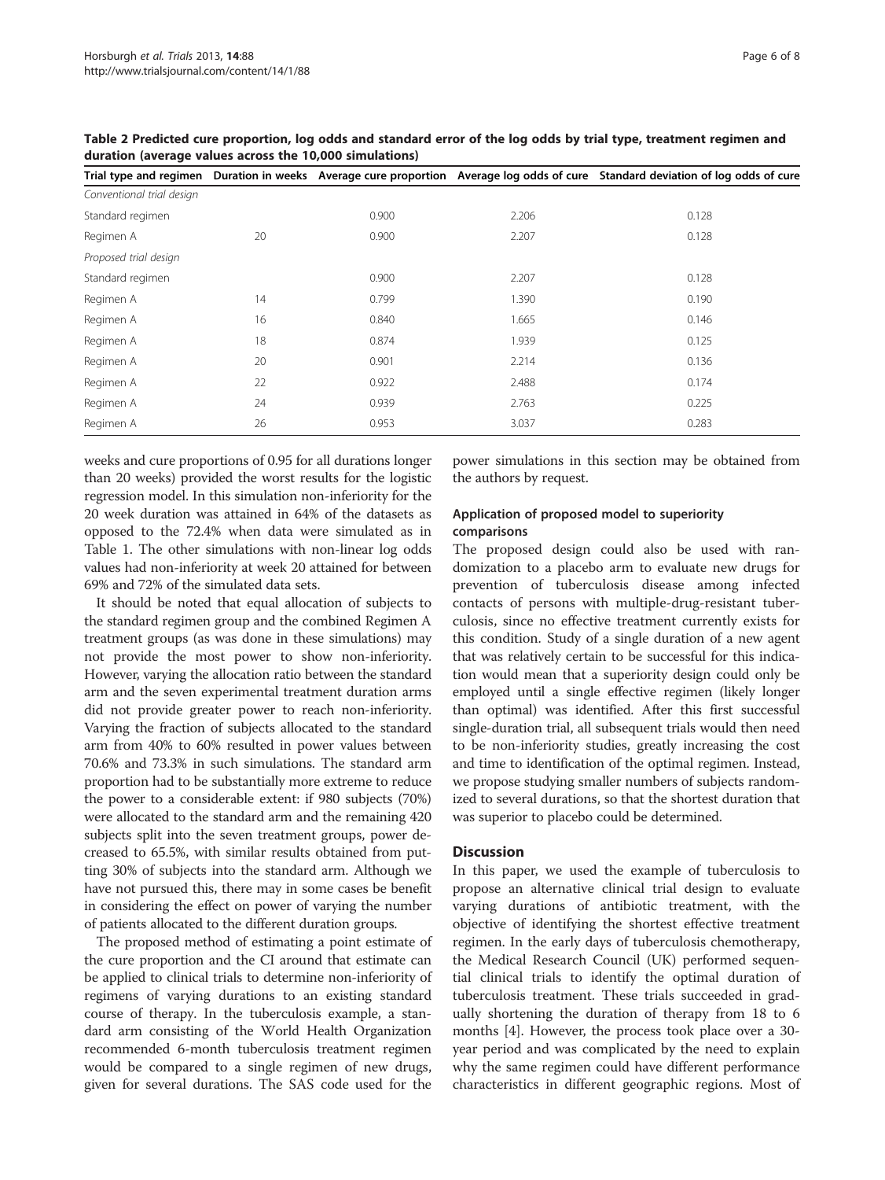**Table 2 Predicted cure proportion, log odds and standard error of the log odds by trial type, treatment regimen and duration (average values across the 10,000 simulations)**

| Trial type and regimen | Duration in weeks | Average cure proportion | Average log odds of cure | Standard deviation of log odds of cure |
|---|---|---|---|---|
| *Conventional trial design* | | | | |
| Standard regimen | | 0.900 | 2.206 | 0.128 |
| Regimen A | 20 | 0.900 | 2.207 | 0.128 |
| *Proposed trial design* | | | | |
| Standard regimen | | 0.900 | 2.207 | 0.128 |
| Regimen A | 14 | 0.799 | 1.390 | 0.190 |
| Regimen A | 16 | 0.840 | 1.665 | 0.146 |
| Regimen A | 18 | 0.874 | 1.939 | 0.125 |
| Regimen A | 20 | 0.901 | 2.214 | 0.136 |
| Regimen A | 22 | 0.922 | 2.488 | 0.174 |
| Regimen A | 24 | 0.939 | 2.763 | 0.225 |
| Regimen A | 26 | 0.953 | 3.037 | 0.283 |

weeks and cure proportions of 0.95 for all durations longer than 20 weeks) provided the worst results for the logistic regression model. In this simulation non-inferiority for the 20 week duration was attained in 64% of the datasets as opposed to the 72.4% when data were simulated as in Table 1. The other simulations with non-linear log odds values had non-inferiority at week 20 attained for between 69% and 72% of the simulated data sets.

It should be noted that equal allocation of subjects to the standard regimen group and the combined Regimen A treatment groups (as was done in these simulations) may not provide the most power to show non-inferiority. However, varying the allocation ratio between the standard arm and the seven experimental treatment duration arms did not provide greater power to reach non-inferiority. Varying the fraction of subjects allocated to the standard arm from 40% to 60% resulted in power values between 70.6% and 73.3% in such simulations. The standard arm proportion had to be substantially more extreme to reduce the power to a considerable extent: if 980 subjects (70%) were allocated to the standard arm and the remaining 420 subjects split into the seven treatment groups, power decreased to 65.5%, with similar results obtained from putting 30% of subjects into the standard arm. Although we have not pursued this, there may in some cases be benefit in considering the effect on power of varying the number of patients allocated to the different duration groups.

The proposed method of estimating a point estimate of the cure proportion and the CI around that estimate can be applied to clinical trials to determine non-inferiority of regimens of varying durations to an existing standard course of therapy. In the tuberculosis example, a standard arm consisting of the World Health Organization recommended 6-month tuberculosis treatment regimen would be compared to a single regimen of new drugs, given for several durations. The SAS code used for the power simulations in this section may be obtained from the authors by request.

### Application of proposed model to superiority comparisons

The proposed design could also be used with randomization to a placebo arm to evaluate new drugs for prevention of tuberculosis disease among infected contacts of persons with multiple-drug-resistant tuberculosis, since no effective treatment currently exists for this condition. Study of a single duration of a new agent that was relatively certain to be successful for this indication would mean that a superiority design could only be employed until a single effective regimen (likely longer than optimal) was identified. After this first successful single-duration trial, all subsequent trials would then need to be non-inferiority studies, greatly increasing the cost and time to identification of the optimal regimen. Instead, we propose studying smaller numbers of subjects randomized to several durations, so that the shortest duration that was superior to placebo could be determined.

## Discussion

In this paper, we used the example of tuberculosis to propose an alternative clinical trial design to evaluate varying durations of antibiotic treatment, with the objective of identifying the shortest effective treatment regimen. In the early days of tuberculosis chemotherapy, the Medical Research Council (UK) performed sequential clinical trials to identify the optimal duration of tuberculosis treatment. These trials succeeded in gradually shortening the duration of therapy from 18 to 6 months [4]. However, the process took place over a 30-year period and was complicated by the need to explain why the same regimen could have different performance characteristics in different geographic regions. Most of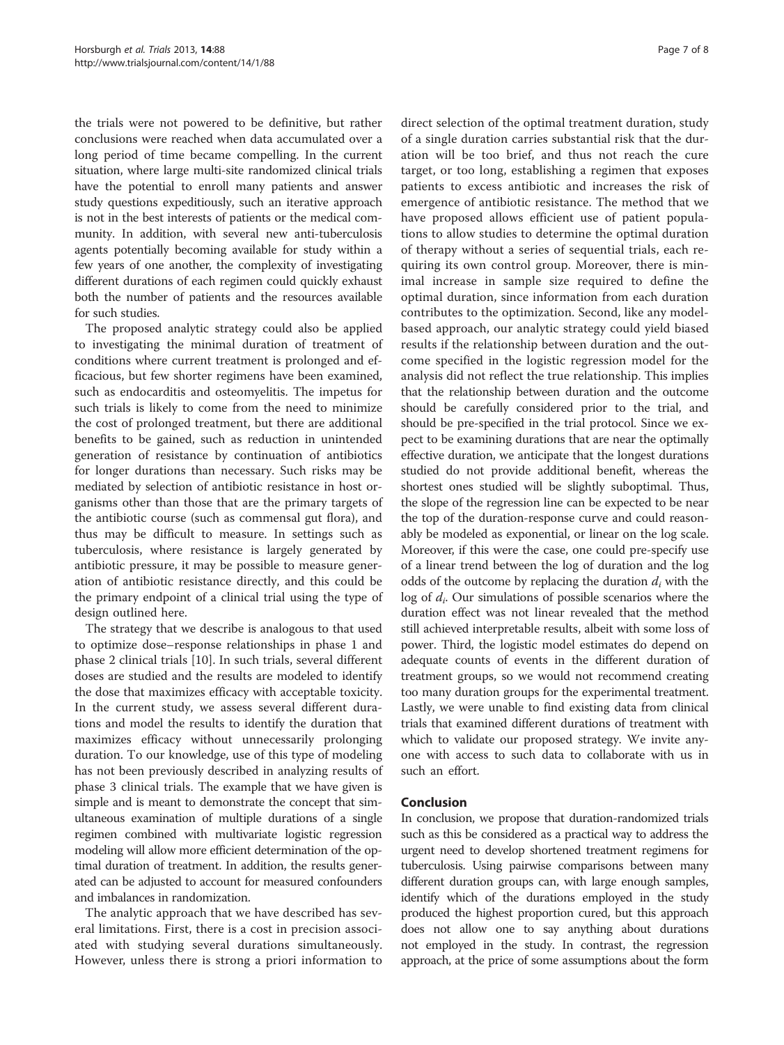the trials were not powered to be definitive, but rather conclusions were reached when data accumulated over a long period of time became compelling. In the current situation, where large multi-site randomized clinical trials have the potential to enroll many patients and answer study questions expeditiously, such an iterative approach is not in the best interests of patients or the medical community. In addition, with several new anti-tuberculosis agents potentially becoming available for study within a few years of one another, the complexity of investigating different durations of each regimen could quickly exhaust both the number of patients and the resources available for such studies.

The proposed analytic strategy could also be applied to investigating the minimal duration of treatment of conditions where current treatment is prolonged and efficacious, but few shorter regimens have been examined, such as endocarditis and osteomyelitis. The impetus for such trials is likely to come from the need to minimize the cost of prolonged treatment, but there are additional benefits to be gained, such as reduction in unintended generation of resistance by continuation of antibiotics for longer durations than necessary. Such risks may be mediated by selection of antibiotic resistance in host organisms other than those that are the primary targets of the antibiotic course (such as commensal gut flora), and thus may be difficult to measure. In settings such as tuberculosis, where resistance is largely generated by antibiotic pressure, it may be possible to measure generation of antibiotic resistance directly, and this could be the primary endpoint of a clinical trial using the type of design outlined here.

The strategy that we describe is analogous to that used to optimize dose–response relationships in phase 1 and phase 2 clinical trials [10]. In such trials, several different doses are studied and the results are modeled to identify the dose that maximizes efficacy with acceptable toxicity. In the current study, we assess several different durations and model the results to identify the duration that maximizes efficacy without unnecessarily prolonging duration. To our knowledge, use of this type of modeling has not been previously described in analyzing results of phase 3 clinical trials. The example that we have given is simple and is meant to demonstrate the concept that simultaneous examination of multiple durations of a single regimen combined with multivariate logistic regression modeling will allow more efficient determination of the optimal duration of treatment. In addition, the results generated can be adjusted to account for measured confounders and imbalances in randomization.

The analytic approach that we have described has several limitations. First, there is a cost in precision associated with studying several durations simultaneously. However, unless there is strong a priori information to direct selection of the optimal treatment duration, study of a single duration carries substantial risk that the duration will be too brief, and thus not reach the cure target, or too long, establishing a regimen that exposes patients to excess antibiotic and increases the risk of emergence of antibiotic resistance. The method that we have proposed allows efficient use of patient populations to allow studies to determine the optimal duration of therapy without a series of sequential trials, each requiring its own control group. Moreover, there is minimal increase in sample size required to define the optimal duration, since information from each duration contributes to the optimization. Second, like any model-based approach, our analytic strategy could yield biased results if the relationship between duration and the outcome specified in the logistic regression model for the analysis did not reflect the true relationship. This implies that the relationship between duration and the outcome should be carefully considered prior to the trial, and should be pre-specified in the trial protocol. Since we expect to be examining durations that are near the optimally effective duration, we anticipate that the longest durations studied do not provide additional benefit, whereas the shortest ones studied will be slightly suboptimal. Thus, the slope of the regression line can be expected to be near the top of the duration-response curve and could reasonably be modeled as exponential, or linear on the log scale. Moreover, if this were the case, one could pre-specify use of a linear trend between the log of duration and the log odds of the outcome by replacing the duration $d_i$ with the log of $d_i$. Our simulations of possible scenarios where the duration effect was not linear revealed that the method still achieved interpretable results, albeit with some loss of power. Third, the logistic model estimates do depend on adequate counts of events in the different duration of treatment groups, so we would not recommend creating too many duration groups for the experimental treatment. Lastly, we were unable to find existing data from clinical trials that examined different durations of treatment with which to validate our proposed strategy. We invite anyone with access to such data to collaborate with us in such an effort.

## Conclusion

In conclusion, we propose that duration-randomized trials such as this be considered as a practical way to address the urgent need to develop shortened treatment regimens for tuberculosis. Using pairwise comparisons between many different duration groups can, with large enough samples, identify which of the durations employed in the study produced the highest proportion cured, but this approach does not allow one to say anything about durations not employed in the study. In contrast, the regression approach, at the price of some assumptions about the form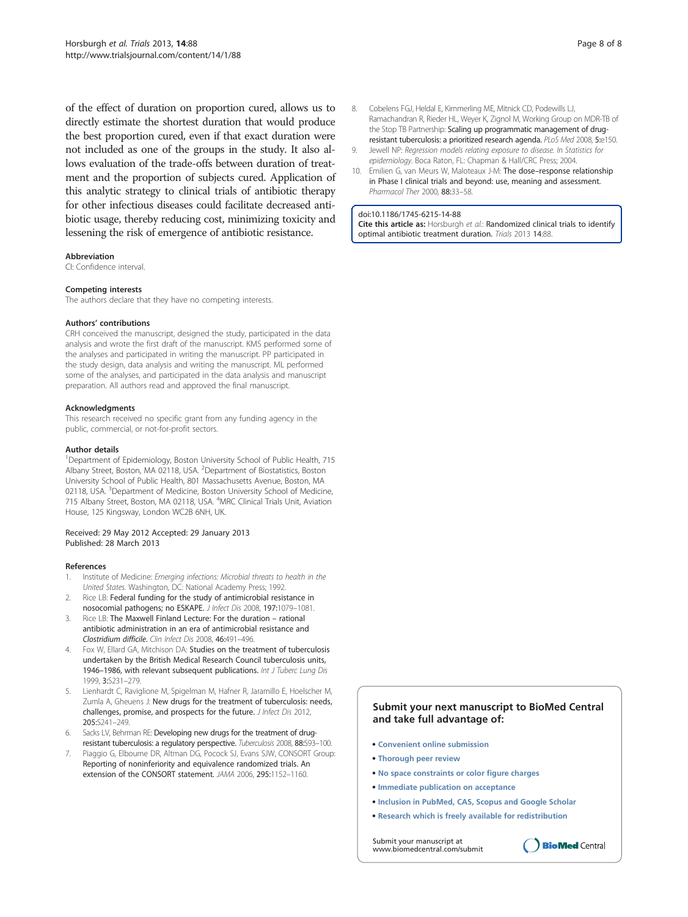of the effect of duration on proportion cured, allows us to directly estimate the shortest duration that would produce the best proportion cured, even if that exact duration were not included as one of the groups in the study. It also allows evaluation of the trade-offs between duration of treatment and the proportion of subjects cured. Application of this analytic strategy to clinical trials of antibiotic therapy for other infectious diseases could facilitate decreased antibiotic usage, thereby reducing cost, minimizing toxicity and lessening the risk of emergence of antibiotic resistance.

### Abbreviation

CI: Confidence interval.

### Competing interests

The authors declare that they have no competing interests.

### Authors' contributions

CRH conceived the manuscript, designed the study, participated in the data analysis and wrote the first draft of the manuscript. KMS performed some of the analyses and participated in writing the manuscript. PP participated in the study design, data analysis and writing the manuscript. ML performed some of the analyses, and participated in the data analysis and manuscript preparation. All authors read and approved the final manuscript.

### Acknowledgments

This research received no specific grant from any funding agency in the public, commercial, or not-for-profit sectors.

### Author details

[1]Department of Epidemiology, Boston University School of Public Health, 715 Albany Street, Boston, MA 02118, USA. [2]Department of Biostatistics, Boston University School of Public Health, 801 Massachusetts Avenue, Boston, MA 02118, USA. [3]Department of Medicine, Boston University School of Medicine, 715 Albany Street, Boston, MA 02118, USA. [4]MRC Clinical Trials Unit, Aviation House, 125 Kingsway, London WC2B 6NH, UK.

Received: 29 May 2012 Accepted: 29 January 2013
Published: 28 March 2013

### References

1. Institute of Medicine: *Emerging infections: Microbial threats to health in the United States*. Washington, DC: National Academy Press; 1992.
2. Rice LB: **Federal funding for the study of antimicrobial resistance in nosocomial pathogens; no ESKAPE.** *J Infect Dis* 2008, **197:**1079–1081.
3. Rice LB: **The Maxwell Finland Lecture: For the duration – rational antibiotic administration in an era of antimicrobial resistance and *Clostridium difficile*.** *Clin Infect Dis* 2008, **46:**491–496.
4. Fox W, Ellard GA, Mitchison DA: **Studies on the treatment of tuberculosis undertaken by the British Medical Research Council tuberculosis units, 1946–1986, with relevant subsequent publications.** *Int J Tuberc Lung Dis* 1999, **3:**S231–279.
5. Lienhardt C, Raviglione M, Spigelman M, Hafner R, Jaramillo E, Hoelscher M, Zumla A, Gheuens J: **New drugs for the treatment of tuberculosis: needs, challenges, promise, and prospects for the future.** *J Infect Dis* 2012, **205:**S241–249.
6. Sacks LV, Behrman RE: **Developing new drugs for the treatment of drug-resistant tuberculosis: a regulatory perspective.** *Tuberculosis* 2008, **88:**S93–100.
7. Piaggio G, Elbourne DR, Altman DG, Pocock SJ, Evans SJW, CONSORT Group: **Reporting of noninferiority and equivalence randomized trials. An extension of the CONSORT statement.** *JAMA* 2006, **295:**1152–1160.
8. Cobelens FGJ, Heldal E, Kimmerling ME, Mitnick CD, Podewills LJ, Ramachandran R, Rieder HL, Weyer K, Zignol M, Working Group on MDR-TB of the Stop TB Partnership: **Scaling up programmatic management of drug-resistant tuberculosis: a prioritized research agenda.** *PLoS Med* 2008, **5:**e150.
9. Jewell NP: *Regression models relating exposure to disease. In Statistics for epidemiology*. Boca Raton, FL: Chapman & Hall/CRC Press; 2004.
10. Emilien G, van Meurs W, Maloteaux J-M: **The dose–response relationship in Phase I clinical trials and beyond: use, meaning and assessment.** *Pharmacol Ther* 2000, **88:**33–58.

doi:10.1186/1745-6215-14-88
**Cite this article as:** Horsburgh *et al.*: Randomized clinical trials to identify optimal antibiotic treatment duration. *Trials* 2013 **14**:88.

**Submit your next manuscript to BioMed Central and take full advantage of:**

- Convenient online submission
- Thorough peer review
- No space constraints or color figure charges
- Immediate publication on acceptance
- Inclusion in PubMed, CAS, Scopus and Google Scholar
- Research which is freely available for redistribution

Submit your manuscript at www.biomedcentral.com/submit

BioMed Central